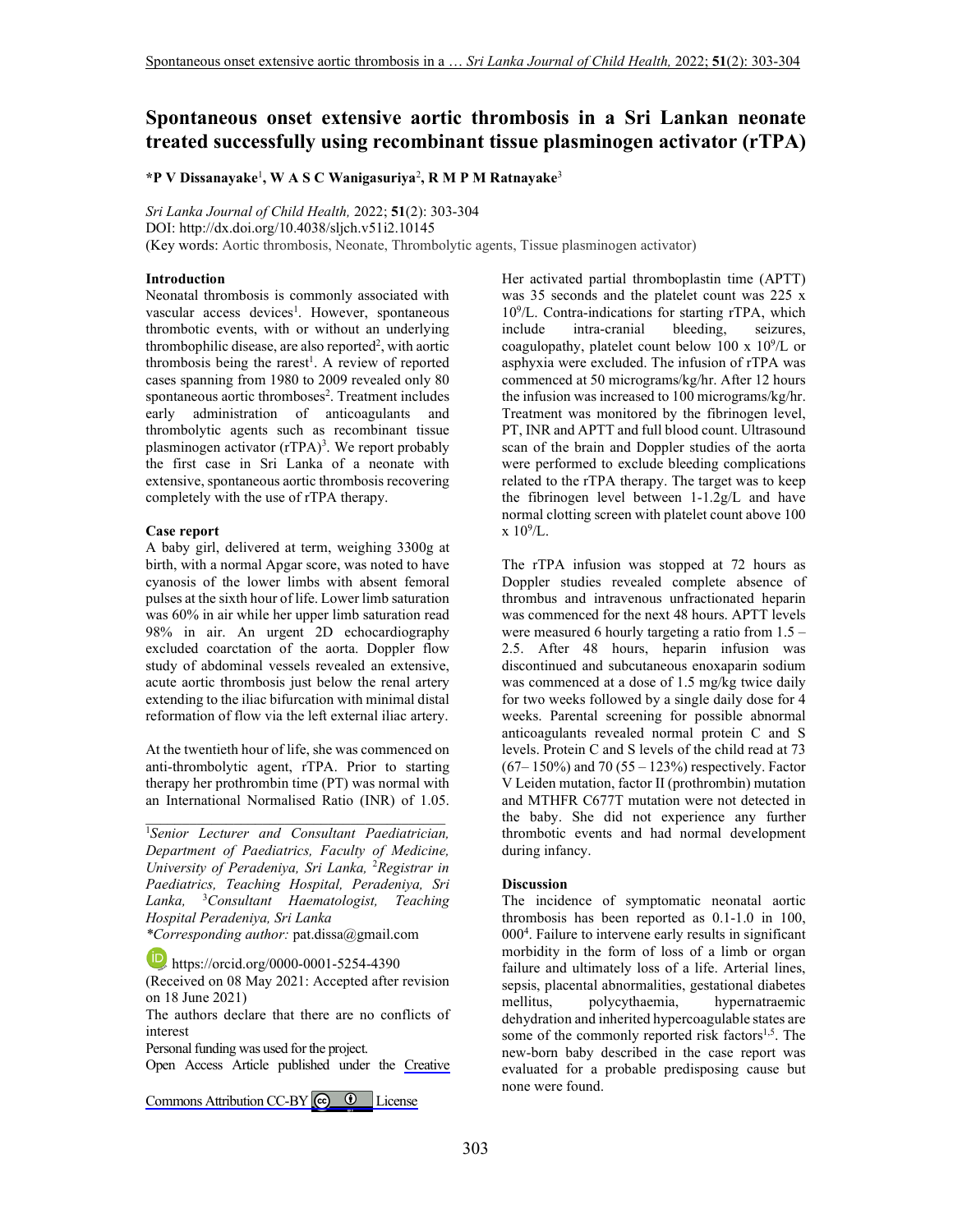# Spontaneous onset extensive aortic thrombosis in a Sri Lankan neonate treated successfully using recombinant tissue plasminogen activator (rTPA)

**\*P V Dissanayake[1], W A S C Wanigasuriya[2], R M P M Ratnayake[3]**

*Sri Lanka Journal of Child Health,* 2022; **51**(2): 303-304
DOI: http://dx.doi.org/10.4038/sljch.v51i2.10145
(Key words: Aortic thrombosis, Neonate, Thrombolytic agents, Tissue plasminogen activator)

## Introduction

Neonatal thrombosis is commonly associated with vascular access devices[1]. However, spontaneous thrombotic events, with or without an underlying thrombophilic disease, are also reported[2], with aortic thrombosis being the rarest[1]. A review of reported cases spanning from 1980 to 2009 revealed only 80 spontaneous aortic thromboses[2]. Treatment includes early administration of anticoagulants and thrombolytic agents such as recombinant tissue plasminogen activator (rTPA)[3]. We report probably the first case in Sri Lanka of a neonate with extensive, spontaneous aortic thrombosis recovering completely with the use of rTPA therapy.

## Case report

A baby girl, delivered at term, weighing 3300g at birth, with a normal Apgar score, was noted to have cyanosis of the lower limbs with absent femoral pulses at the sixth hour of life. Lower limb saturation was 60% in air while her upper limb saturation read 98% in air. An urgent 2D echocardiography excluded coarctation of the aorta. Doppler flow study of abdominal vessels revealed an extensive, acute aortic thrombosis just below the renal artery extending to the iliac bifurcation with minimal distal reformation of flow via the left external iliac artery.

At the twentieth hour of life, she was commenced on anti-thrombolytic agent, rTPA. Prior to starting therapy her prothrombin time (PT) was normal with an International Normalised Ratio (INR) of 1.05. Her activated partial thromboplastin time (APTT) was 35 seconds and the platelet count was 225 x $10^9$/L. Contra-indications for starting rTPA, which include intra-cranial bleeding, seizures, coagulopathy, platelet count below 100 x $10^9$/L or asphyxia were excluded. The infusion of rTPA was commenced at 50 micrograms/kg/hr. After 12 hours the infusion was increased to 100 micrograms/kg/hr. Treatment was monitored by the fibrinogen level, PT, INR and APTT and full blood count. Ultrasound scan of the brain and Doppler studies of the aorta were performed to exclude bleeding complications related to the rTPA therapy. The target was to keep the fibrinogen level between 1-1.2g/L and have normal clotting screen with platelet count above 100 x $10^9$/L.

The rTPA infusion was stopped at 72 hours as Doppler studies revealed complete absence of thrombus and intravenous unfractionated heparin was commenced for the next 48 hours. APTT levels were measured 6 hourly targeting a ratio from 1.5 – 2.5. After 48 hours, heparin infusion was discontinued and subcutaneous enoxaparin sodium was commenced at a dose of 1.5 mg/kg twice daily for two weeks followed by a single daily dose for 4 weeks. Parental screening for possible abnormal anticoagulants revealed normal protein C and S levels. Protein C and S levels of the child read at 73 (67– 150%) and 70 (55 – 123%) respectively. Factor V Leiden mutation, factor II (prothrombin) mutation and MTHFR C677T mutation were not detected in the baby. She did not experience any further thrombotic events and had normal development during infancy.

## Discussion

The incidence of symptomatic neonatal aortic thrombosis has been reported as 0.1-1.0 in 100, 000[4]. Failure to intervene early results in significant morbidity in the form of loss of a limb or organ failure and ultimately loss of a life. Arterial lines, sepsis, placental abnormalities, gestational diabetes mellitus, polycythaemia, hypernatraemic dehydration and inherited hypercoagulable states are some of the commonly reported risk factors[1,5]. The new-born baby described in the case report was evaluated for a probable predisposing cause but none were found.

---

[1]*Senior Lecturer and Consultant Paediatrician, Department of Paediatrics, Faculty of Medicine, University of Peradeniya, Sri Lanka,* [2]*Registrar in Paediatrics, Teaching Hospital, Peradeniya, Sri Lanka,* [3]*Consultant Haematologist, Teaching Hospital Peradeniya, Sri Lanka*

*\*Corresponding author:* pat.dissa@gmail.com

https://orcid.org/0000-0001-5254-4390

(Received on 08 May 2021: Accepted after revision on 18 June 2021)

The authors declare that there are no conflicts of interest

Personal funding was used for the project.

Open Access Article published under the Creative Commons Attribution CC-BY License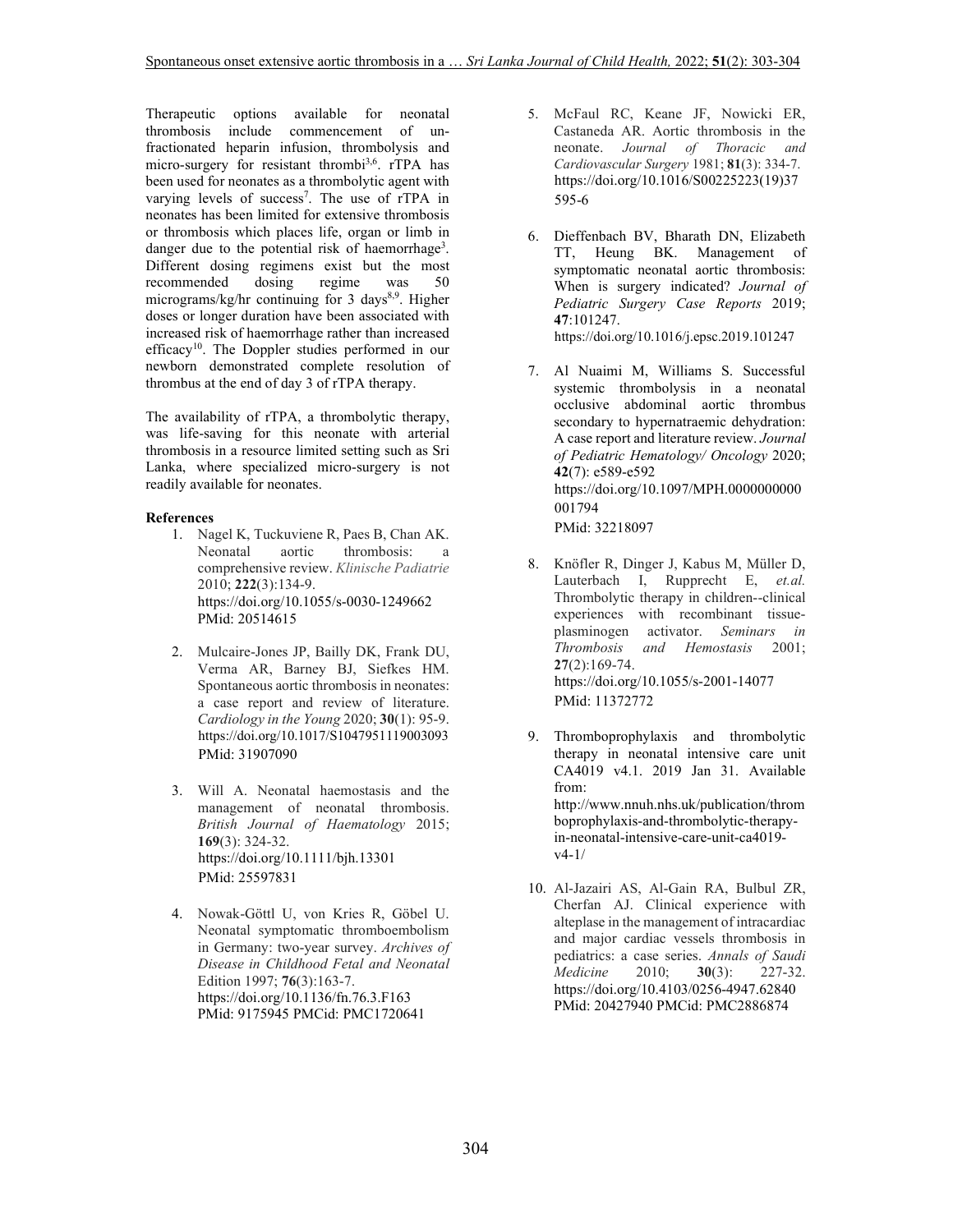Therapeutic options available for neonatal thrombosis include commencement of un-fractionated heparin infusion, thrombolysis and micro-surgery for resistant thrombi[3,6]. rTPA has been used for neonates as a thrombolytic agent with varying levels of success[7]. The use of rTPA in neonates has been limited for extensive thrombosis or thrombosis which places life, organ or limb in danger due to the potential risk of haemorrhage[3]. Different dosing regimens exist but the most recommended dosing regime was 50 micrograms/kg/hr continuing for 3 days[8,9]. Higher doses or longer duration have been associated with increased risk of haemorrhage rather than increased efficacy[10]. The Doppler studies performed in our newborn demonstrated complete resolution of thrombus at the end of day 3 of rTPA therapy.

The availability of rTPA, a thrombolytic therapy, was life-saving for this neonate with arterial thrombosis in a resource limited setting such as Sri Lanka, where specialized micro-surgery is not readily available for neonates.

## References

1. Nagel K, Tuckuviene R, Paes B, Chan AK. Neonatal aortic thrombosis: a comprehensive review. *Klinische Padiatrie* 2010; **222**(3):134-9. https://doi.org/10.1055/s-0030-1249662 PMid: 20514615

2. Mulcaire-Jones JP, Bailly DK, Frank DU, Verma AR, Barney BJ, Siefkes HM. Spontaneous aortic thrombosis in neonates: a case report and review of literature. *Cardiology in the Young* 2020; **30**(1): 95-9. https://doi.org/10.1017/S1047951119003093 PMid: 31907090

3. Will A. Neonatal haemostasis and the management of neonatal thrombosis. *British Journal of Haematology* 2015; **169**(3): 324-32. https://doi.org/10.1111/bjh.13301 PMid: 25597831

4. Nowak-Göttl U, von Kries R, Göbel U. Neonatal symptomatic thromboembolism in Germany: two-year survey. *Archives of Disease in Childhood Fetal and Neonatal* Edition 1997; **76**(3):163-7. https://doi.org/10.1136/fn.76.3.F163 PMid: 9175945 PMCid: PMC1720641

5. McFaul RC, Keane JF, Nowicki ER, Castaneda AR. Aortic thrombosis in the neonate. *Journal of Thoracic and Cardiovascular Surgery* 1981; **81**(3): 334-7. https://doi.org/10.1016/S00225223(19)37595-6

6. Dieffenbach BV, Bharath DN, Elizabeth TT, Heung BK. Management of symptomatic neonatal aortic thrombosis: When is surgery indicated? *Journal of Pediatric Surgery Case Reports* 2019; **47**:101247. https://doi.org/10.1016/j.epsc.2019.101247

7. Al Nuaimi M, Williams S. Successful systemic thrombolysis in a neonatal occlusive abdominal aortic thrombus secondary to hypernatraemic dehydration: A case report and literature review. *Journal of Pediatric Hematology/ Oncology* 2020; **42**(7): e589-e592 https://doi.org/10.1097/MPH.0000000000001794 PMid: 32218097

8. Knöfler R, Dinger J, Kabus M, Müller D, Lauterbach I, Rupprecht E, *et.al.* Thrombolytic therapy in children--clinical experiences with recombinant tissue-plasminogen activator. *Seminars in Thrombosis and Hemostasis* 2001; **27**(2):169-74. https://doi.org/10.1055/s-2001-14077 PMid: 11372772

9. Thromboprophylaxis and thrombolytic therapy in neonatal intensive care unit CA4019 v4.1. 2019 Jan 31. Available from: http://www.nnuh.nhs.uk/publication/thromboprophylaxis-and-thrombolytic-therapy-in-neonatal-intensive-care-unit-ca4019-v4-1/

10. Al-Jazairi AS, Al-Gain RA, Bulbul ZR, Cherfan AJ. Clinical experience with alteplase in the management of intracardiac and major cardiac vessels thrombosis in pediatrics: a case series. *Annals of Saudi Medicine* 2010; **30**(3): 227-32. https://doi.org/10.4103/0256-4947.62840 PMid: 20427940 PMCid: PMC2886874